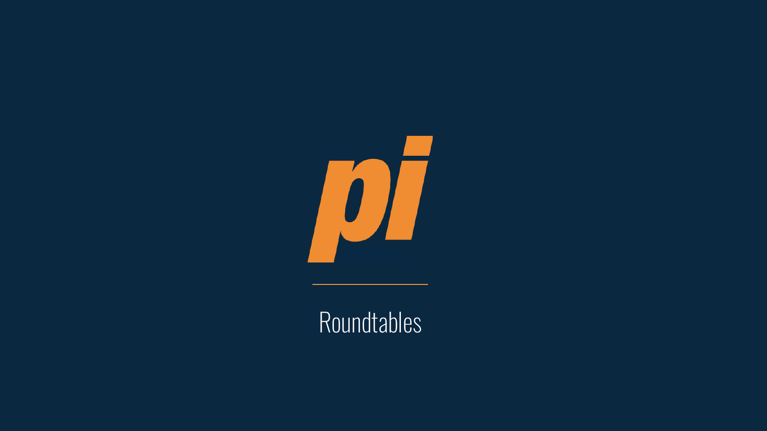# pi

# Roundtables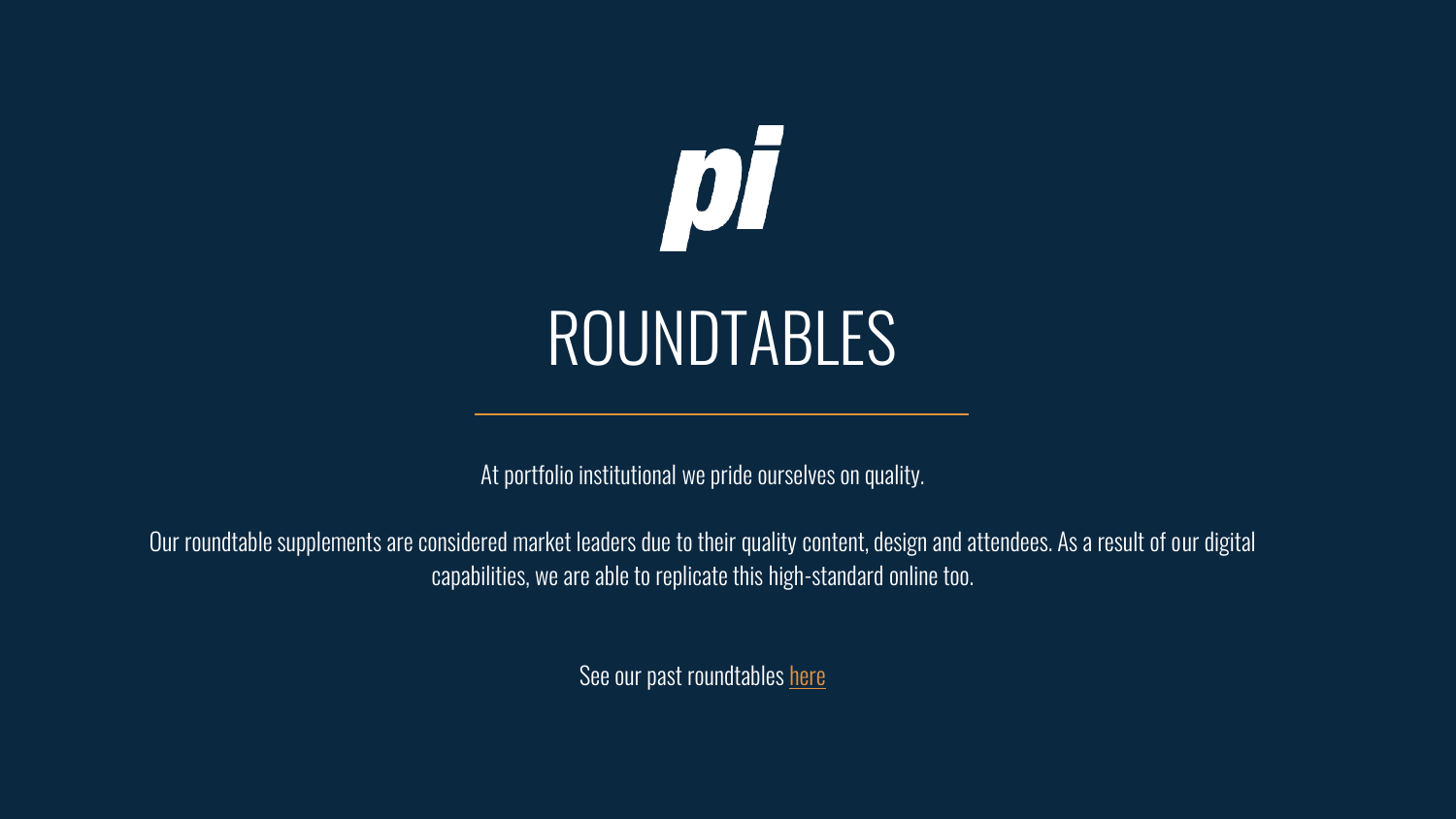pi

# ROUNDTABLES

At portfolio institutional we pride ourselves on quality.

Our roundtable supplements are considered market leaders due to their quality content, design and attendees. As a result of our digital capabilities, we are able to replicate this high-standard online too.

See our past roundtables here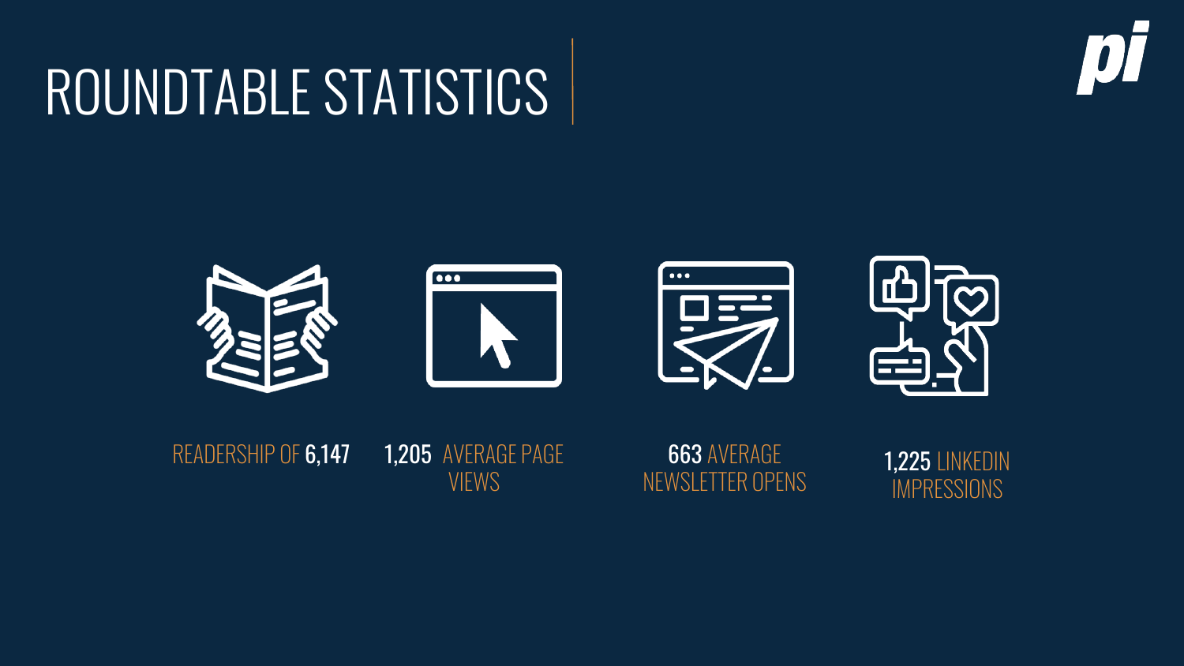# ROUNDTABLE STATISTICS

READERSHIP OF 6,147

1,205 AVERAGE PAGE VIEWS

663 AVERAGE NEWSLETTER OPENS

1,225 LINKEDIN IMPRESSIONS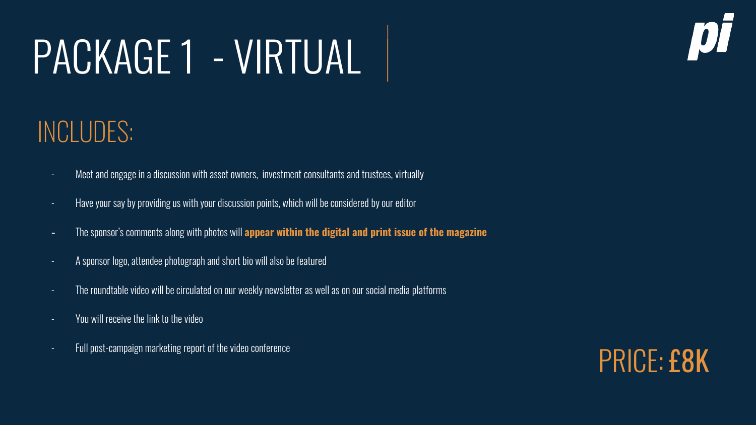# PACKAGE 1 - VIRTUAL

pi

## INCLUDES:

- Meet and engage in a discussion with asset owners, investment consultants and trustees, virtually
- Have your say by providing us with your discussion points, which will be considered by our editor
- The sponsor's comments along with photos will **appear within the digital and print issue of the magazine**
- A sponsor logo, attendee photograph and short bio will also be featured
- The roundtable video will be circulated on our weekly newsletter as well as on our social media platforms
- You will receive the link to the video
- Full post-campaign marketing report of the video conference

PRICE: **£8K**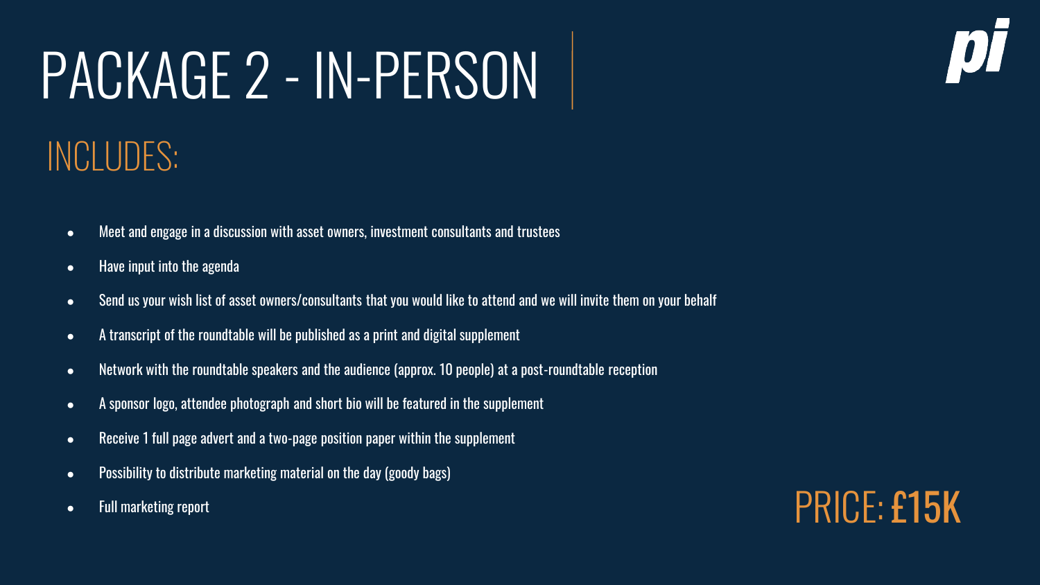# PACKAGE 2 - IN-PERSON

## INCLUDES:

- Meet and engage in a discussion with asset owners, investment consultants and trustees
- Have input into the agenda
- Send us your wish list of asset owners/consultants that you would like to attend and we will invite them on your behalf
- A transcript of the roundtable will be published as a print and digital supplement
- Network with the roundtable speakers and the audience (approx. 10 people) at a post-roundtable reception
- A sponsor logo, attendee photograph and short bio will be featured in the supplement
- Receive 1 full page advert and a two-page position paper within the supplement
- Possibility to distribute marketing material on the day (goody bags)
- Full marketing report

PRICE: **£15K**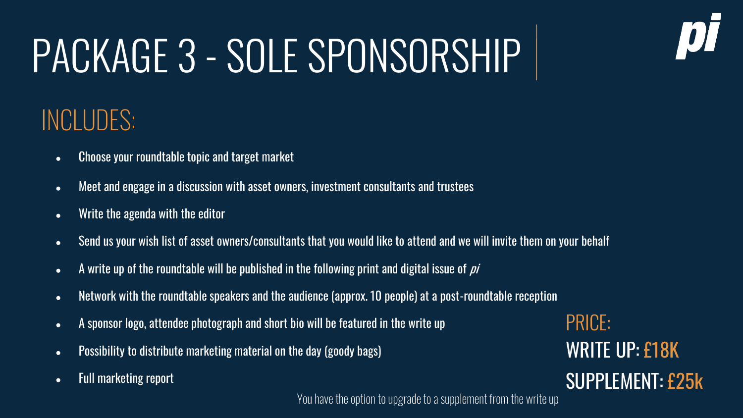# PACKAGE 3 - SOLE SPONSORSHIP

pi

## INCLUDES:

- Choose your roundtable topic and target market
- Meet and engage in a discussion with asset owners, investment consultants and trustees
- Write the agenda with the editor
- Send us your wish list of asset owners/consultants that you would like to attend and we will invite them on your behalf
- A write up of the roundtable will be published in the following print and digital issue of *pi*
- Network with the roundtable speakers and the audience (approx. 10 people) at a post-roundtable reception
- A sponsor logo, attendee photograph and short bio will be featured in the write up
- Possibility to distribute marketing material on the day (goody bags)
- Full marketing report

## PRICE:

WRITE UP: £18K

SUPPLEMENT: £25k

You have the option to upgrade to a supplement from the write up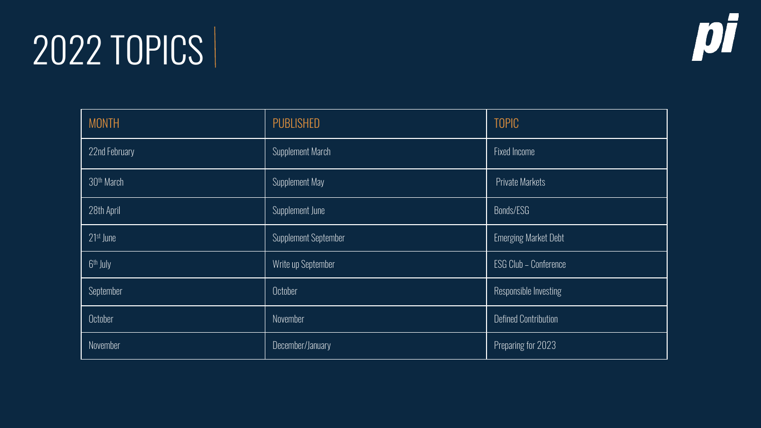# 2022 TOPICS

pi

| MONTH | PUBLISHED | TOPIC |
|---|---|---|
| 22nd February | Supplement March | Fixed Income |
| 30th March | Supplement May | Private Markets |
| 28th April | Supplement June | Bonds/ESG |
| 21st June | Supplement September | Emerging Market Debt |
| 6th July | Write up September | ESG Club – Conference |
| September | October | Responsible Investing |
| October | November | Defined Contribution |
| November | December/January | Preparing for 2023 |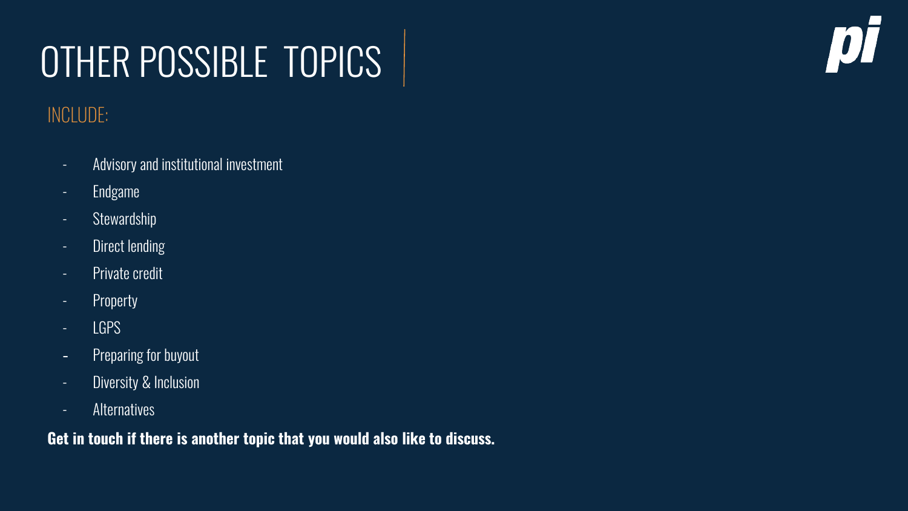# OTHER POSSIBLE TOPICS

## INCLUDE:

- Advisory and institutional investment
- Endgame
- Stewardship
- Direct lending
- Private credit
- Property
- LGPS
- Preparing for buyout
- Diversity & Inclusion
- Alternatives

**Get in touch if there is another topic that you would also like to discuss.**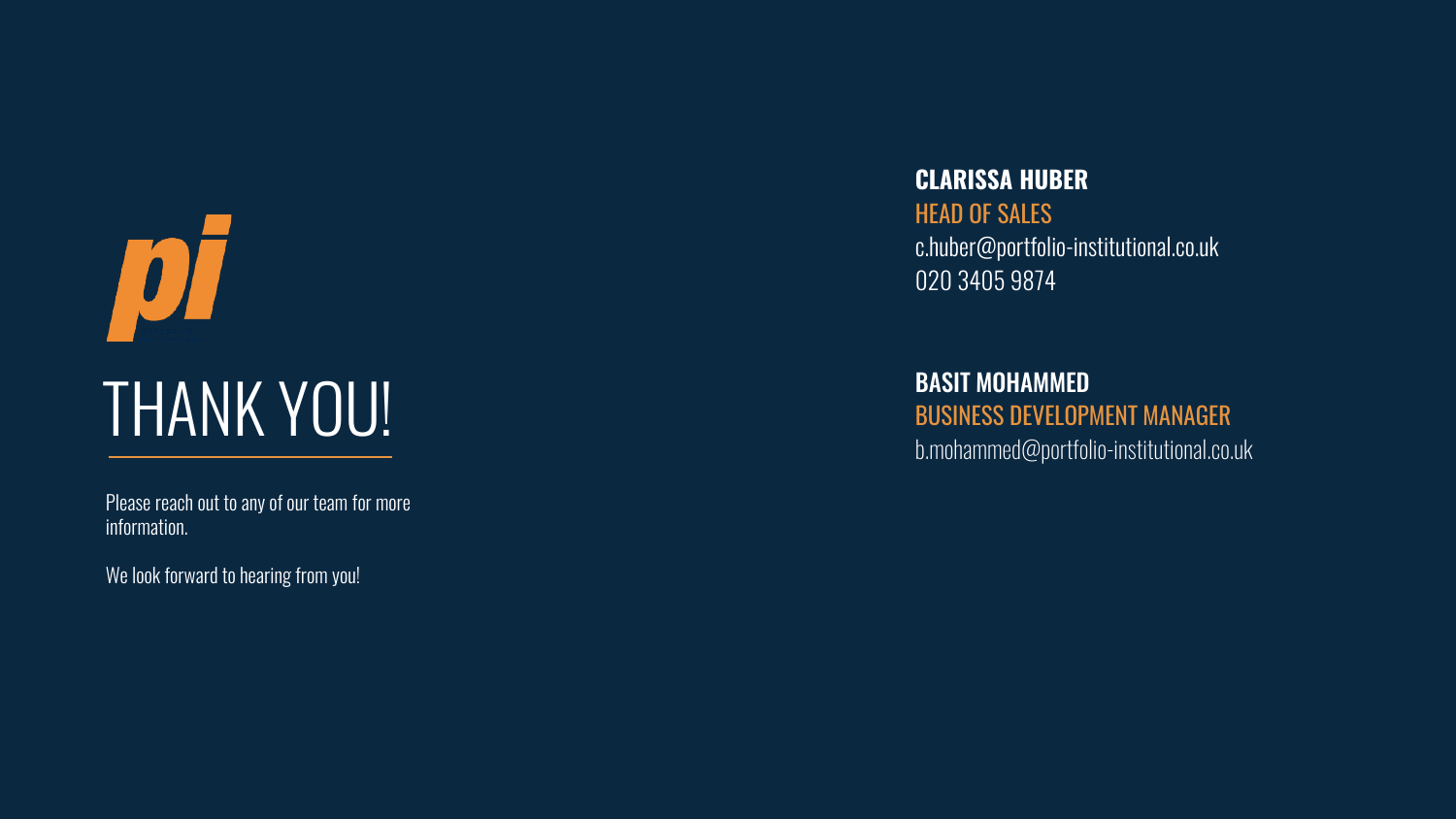pi

# THANK YOU!

Please reach out to any of our team for more information.

We look forward to hearing from you!

**CLARISSA HUBER**
HEAD OF SALES
c.huber@portfolio-institutional.co.uk
020 3405 9874

**BASIT MOHAMMED**
BUSINESS DEVELOPMENT MANAGER
b.mohammed@portfolio-institutional.co.uk